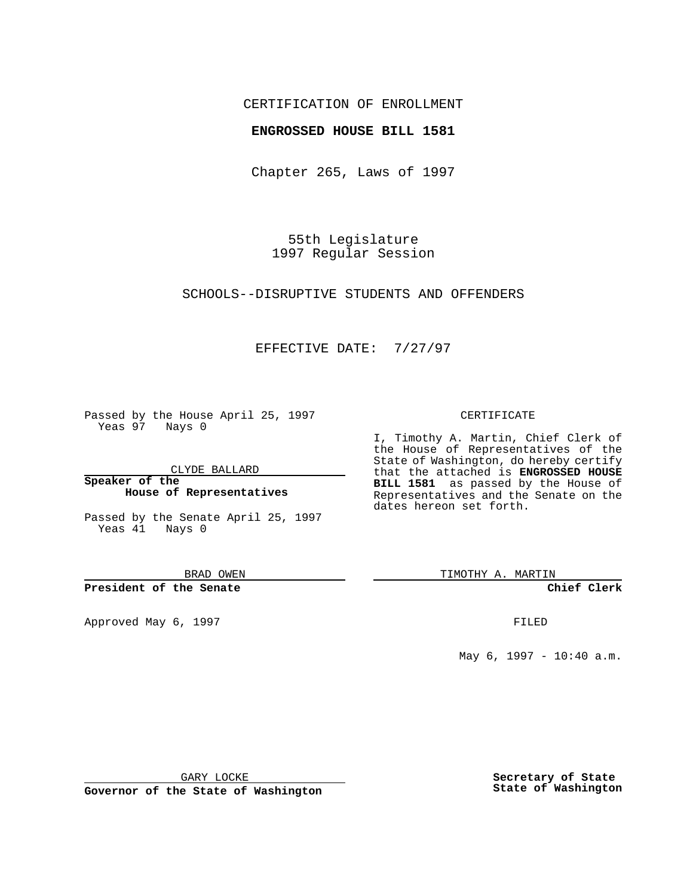CERTIFICATION OF ENROLLMENT

**ENGROSSED HOUSE BILL 1581**

Chapter 265, Laws of 1997

55th Legislature
1997 Regular Session

SCHOOLS--DISRUPTIVE STUDENTS AND OFFENDERS

EFFECTIVE DATE: 7/27/97

Passed by the House April 25, 1997
Yeas 97 Nays 0

CLYDE BALLARD

**Speaker of the House of Representatives**

Passed by the Senate April 25, 1997
Yeas 41 Nays 0

BRAD OWEN

**President of the Senate**

Approved May 6, 1997

GARY LOCKE

**Governor of the State of Washington**

CERTIFICATE

I, Timothy A. Martin, Chief Clerk of the House of Representatives of the State of Washington, do hereby certify that the attached is **ENGROSSED HOUSE BILL 1581** as passed by the House of Representatives and the Senate on the dates hereon set forth.

TIMOTHY A. MARTIN

**Chief Clerk**

FILED

May 6, 1997 - 10:40 a.m.

**Secretary of State State of Washington**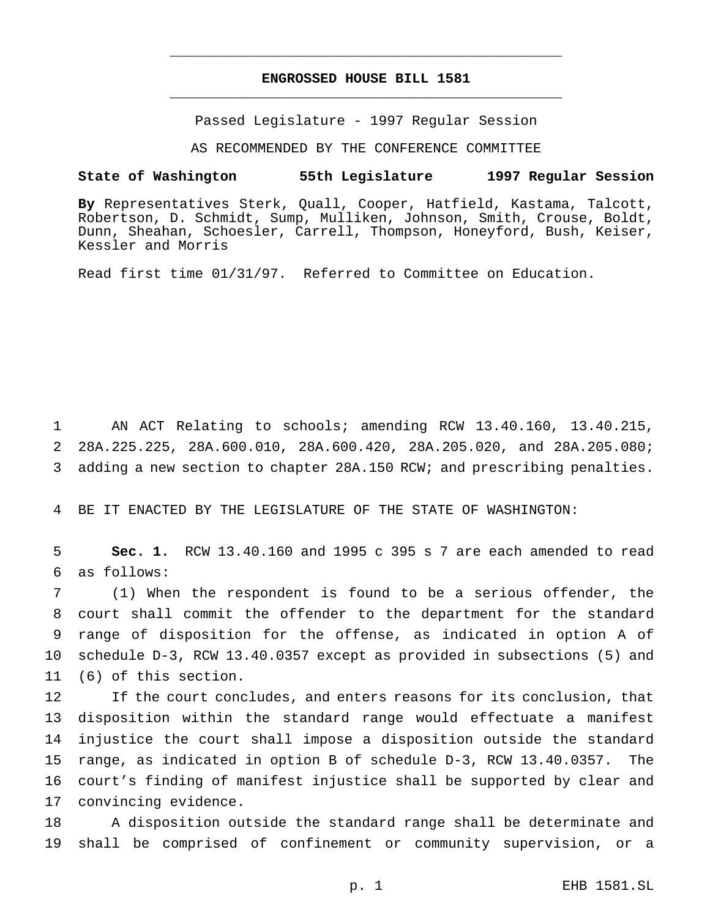# ENGROSSED HOUSE BILL 1581

Passed Legislature - 1997 Regular Session

AS RECOMMENDED BY THE CONFERENCE COMMITTEE

**State of Washington 55th Legislature 1997 Regular Session**

**By** Representatives Sterk, Quall, Cooper, Hatfield, Kastama, Talcott, Robertson, D. Schmidt, Sump, Mulliken, Johnson, Smith, Crouse, Boldt, Dunn, Sheahan, Schoesler, Carrell, Thompson, Honeyford, Bush, Keiser, Kessler and Morris

Read first time 01/31/97. Referred to Committee on Education.

AN ACT Relating to schools; amending RCW 13.40.160, 13.40.215, 28A.225.225, 28A.600.010, 28A.600.420, 28A.205.020, and 28A.205.080; adding a new section to chapter 28A.150 RCW; and prescribing penalties.

BE IT ENACTED BY THE LEGISLATURE OF THE STATE OF WASHINGTON:

**Sec. 1.** RCW 13.40.160 and 1995 c 395 s 7 are each amended to read as follows:

(1) When the respondent is found to be a serious offender, the court shall commit the offender to the department for the standard range of disposition for the offense, as indicated in option A of schedule D-3, RCW 13.40.0357 except as provided in subsections (5) and (6) of this section.

If the court concludes, and enters reasons for its conclusion, that disposition within the standard range would effectuate a manifest injustice the court shall impose a disposition outside the standard range, as indicated in option B of schedule D-3, RCW 13.40.0357. The court's finding of manifest injustice shall be supported by clear and convincing evidence.

A disposition outside the standard range shall be determinate and shall be comprised of confinement or community supervision, or a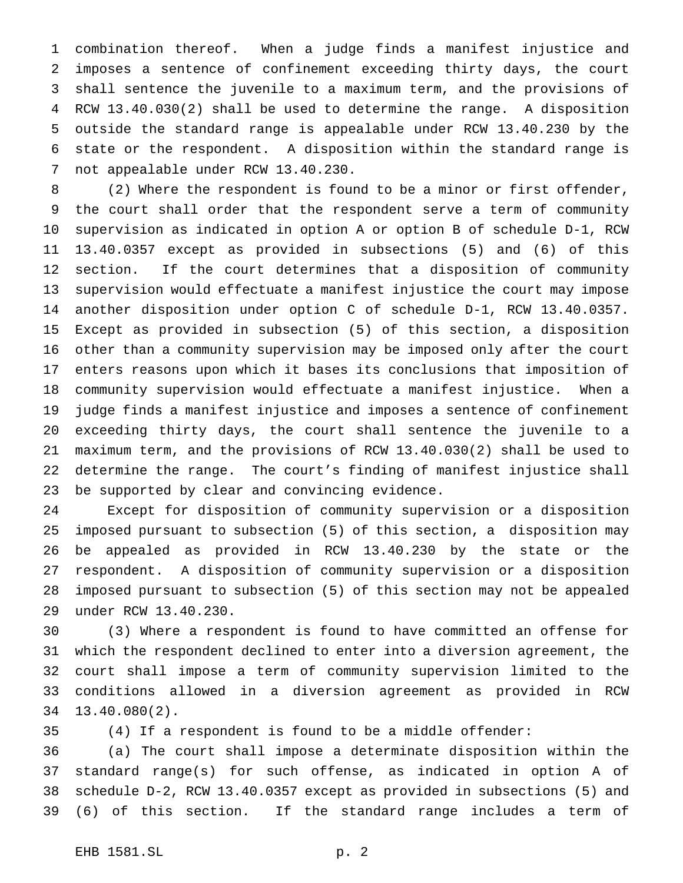combination thereof. When a judge finds a manifest injustice and imposes a sentence of confinement exceeding thirty days, the court shall sentence the juvenile to a maximum term, and the provisions of RCW 13.40.030(2) shall be used to determine the range. A disposition outside the standard range is appealable under RCW 13.40.230 by the state or the respondent. A disposition within the standard range is not appealable under RCW 13.40.230.

(2) Where the respondent is found to be a minor or first offender, the court shall order that the respondent serve a term of community supervision as indicated in option A or option B of schedule D-1, RCW 13.40.0357 except as provided in subsections (5) and (6) of this section. If the court determines that a disposition of community supervision would effectuate a manifest injustice the court may impose another disposition under option C of schedule D-1, RCW 13.40.0357. Except as provided in subsection (5) of this section, a disposition other than a community supervision may be imposed only after the court enters reasons upon which it bases its conclusions that imposition of community supervision would effectuate a manifest injustice. When a judge finds a manifest injustice and imposes a sentence of confinement exceeding thirty days, the court shall sentence the juvenile to a maximum term, and the provisions of RCW 13.40.030(2) shall be used to determine the range. The court's finding of manifest injustice shall be supported by clear and convincing evidence.

Except for disposition of community supervision or a disposition imposed pursuant to subsection (5) of this section, a disposition may be appealed as provided in RCW 13.40.230 by the state or the respondent. A disposition of community supervision or a disposition imposed pursuant to subsection (5) of this section may not be appealed under RCW 13.40.230.

(3) Where a respondent is found to have committed an offense for which the respondent declined to enter into a diversion agreement, the court shall impose a term of community supervision limited to the conditions allowed in a diversion agreement as provided in RCW 13.40.080(2).

(4) If a respondent is found to be a middle offender:

(a) The court shall impose a determinate disposition within the standard range(s) for such offense, as indicated in option A of schedule D-2, RCW 13.40.0357 except as provided in subsections (5) and (6) of this section. If the standard range includes a term of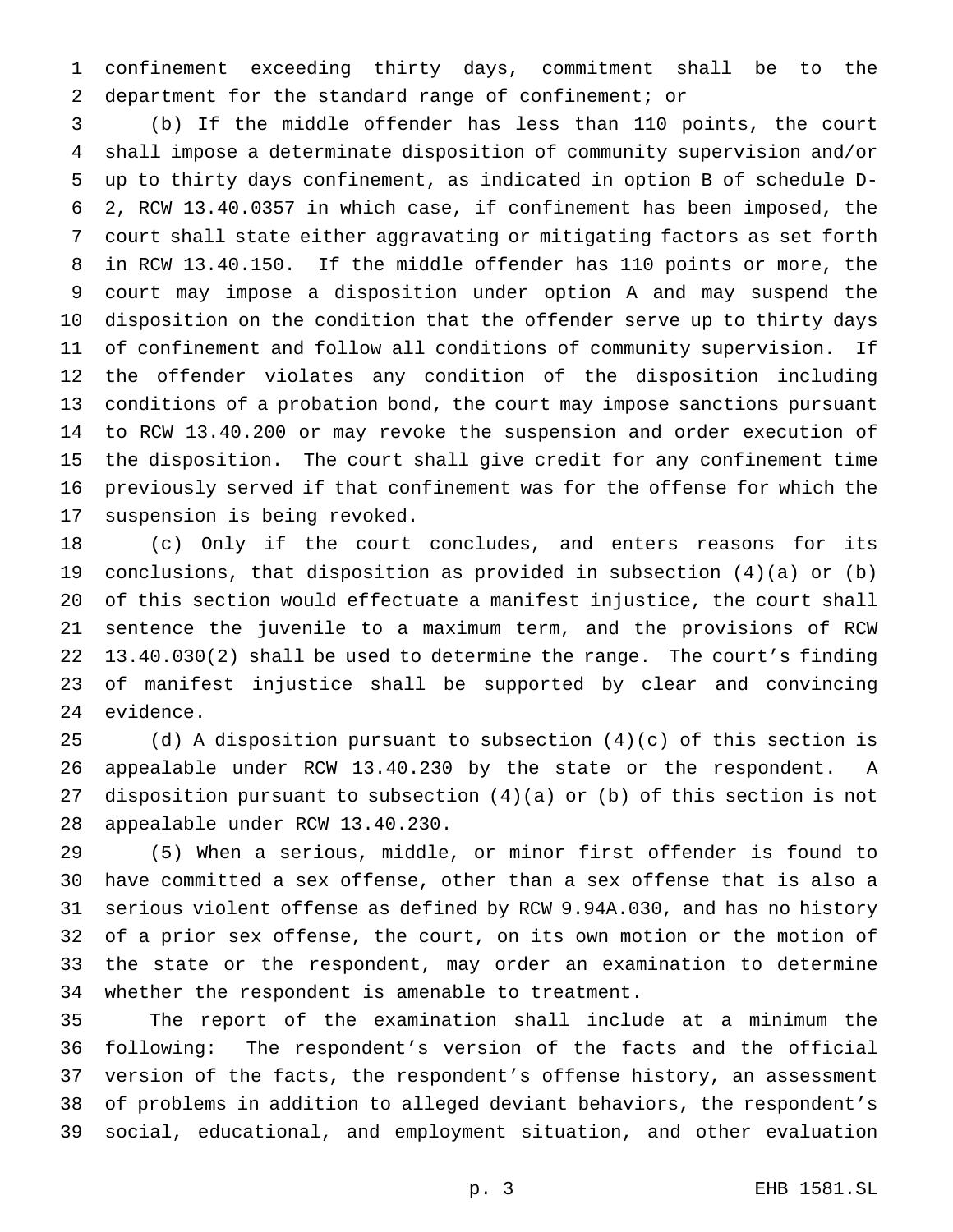confinement exceeding thirty days, commitment shall be to the department for the standard range of confinement; or

(b) If the middle offender has less than 110 points, the court shall impose a determinate disposition of community supervision and/or up to thirty days confinement, as indicated in option B of schedule D-2, RCW 13.40.0357 in which case, if confinement has been imposed, the court shall state either aggravating or mitigating factors as set forth in RCW 13.40.150. If the middle offender has 110 points or more, the court may impose a disposition under option A and may suspend the disposition on the condition that the offender serve up to thirty days of confinement and follow all conditions of community supervision. If the offender violates any condition of the disposition including conditions of a probation bond, the court may impose sanctions pursuant to RCW 13.40.200 or may revoke the suspension and order execution of the disposition. The court shall give credit for any confinement time previously served if that confinement was for the offense for which the suspension is being revoked.

(c) Only if the court concludes, and enters reasons for its conclusions, that disposition as provided in subsection (4)(a) or (b) of this section would effectuate a manifest injustice, the court shall sentence the juvenile to a maximum term, and the provisions of RCW 13.40.030(2) shall be used to determine the range. The court's finding of manifest injustice shall be supported by clear and convincing evidence.

(d) A disposition pursuant to subsection (4)(c) of this section is appealable under RCW 13.40.230 by the state or the respondent. A disposition pursuant to subsection (4)(a) or (b) of this section is not appealable under RCW 13.40.230.

(5) When a serious, middle, or minor first offender is found to have committed a sex offense, other than a sex offense that is also a serious violent offense as defined by RCW 9.94A.030, and has no history of a prior sex offense, the court, on its own motion or the motion of the state or the respondent, may order an examination to determine whether the respondent is amenable to treatment.

The report of the examination shall include at a minimum the following: The respondent's version of the facts and the official version of the facts, the respondent's offense history, an assessment of problems in addition to alleged deviant behaviors, the respondent's social, educational, and employment situation, and other evaluation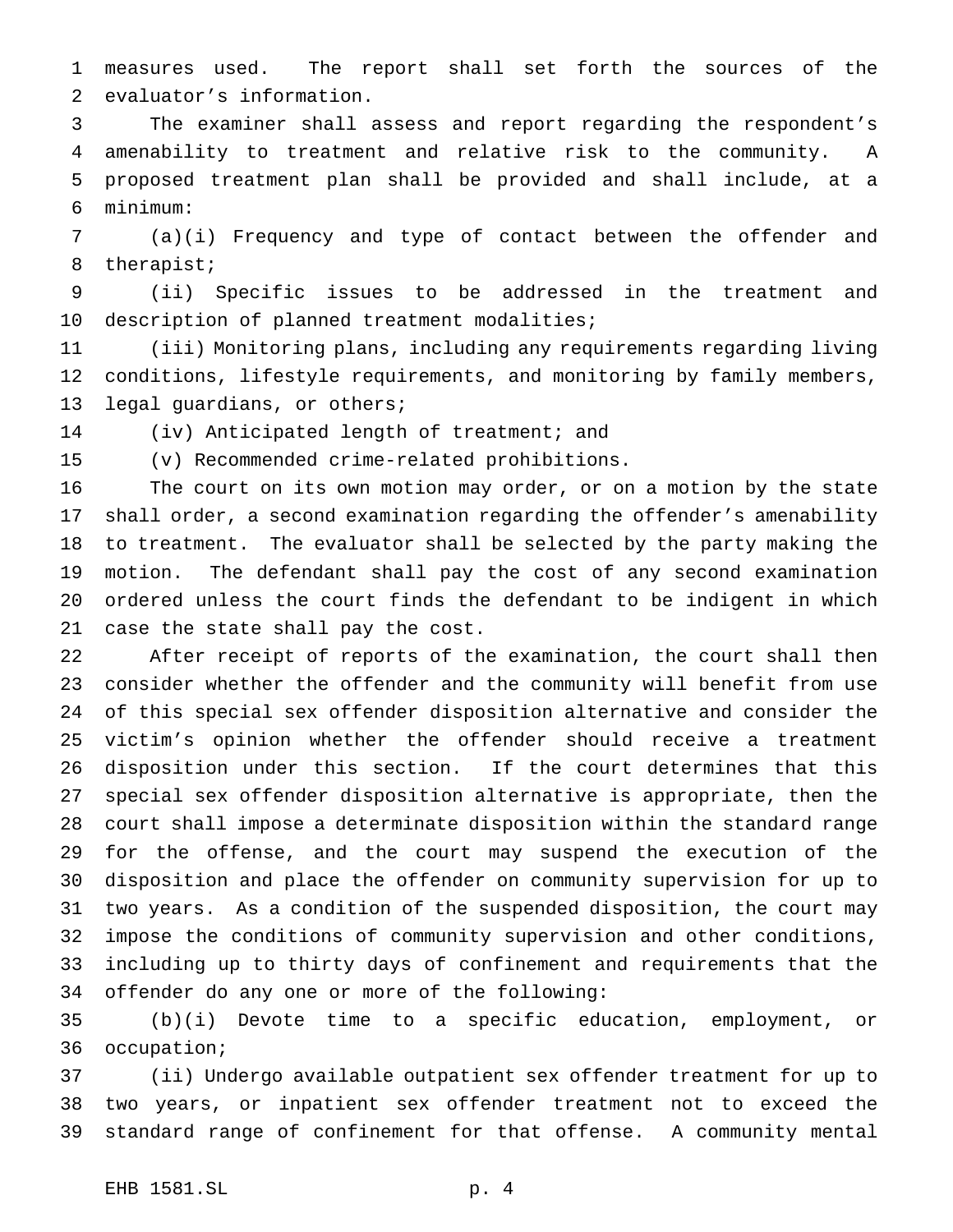measures used. The report shall set forth the sources of the evaluator's information.

The examiner shall assess and report regarding the respondent's amenability to treatment and relative risk to the community. A proposed treatment plan shall be provided and shall include, at a minimum:

(a)(i) Frequency and type of contact between the offender and therapist;

(ii) Specific issues to be addressed in the treatment and description of planned treatment modalities;

(iii) Monitoring plans, including any requirements regarding living conditions, lifestyle requirements, and monitoring by family members, legal guardians, or others;

(iv) Anticipated length of treatment; and

(v) Recommended crime-related prohibitions.

The court on its own motion may order, or on a motion by the state shall order, a second examination regarding the offender's amenability to treatment. The evaluator shall be selected by the party making the motion. The defendant shall pay the cost of any second examination ordered unless the court finds the defendant to be indigent in which case the state shall pay the cost.

After receipt of reports of the examination, the court shall then consider whether the offender and the community will benefit from use of this special sex offender disposition alternative and consider the victim's opinion whether the offender should receive a treatment disposition under this section. If the court determines that this special sex offender disposition alternative is appropriate, then the court shall impose a determinate disposition within the standard range for the offense, and the court may suspend the execution of the disposition and place the offender on community supervision for up to two years. As a condition of the suspended disposition, the court may impose the conditions of community supervision and other conditions, including up to thirty days of confinement and requirements that the offender do any one or more of the following:

(b)(i) Devote time to a specific education, employment, or occupation;

(ii) Undergo available outpatient sex offender treatment for up to two years, or inpatient sex offender treatment not to exceed the standard range of confinement for that offense. A community mental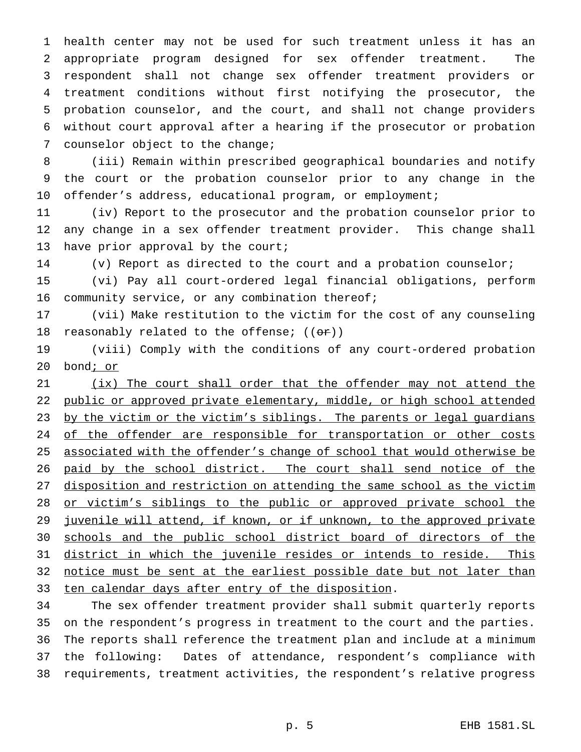health center may not be used for such treatment unless it has an appropriate program designed for sex offender treatment. The respondent shall not change sex offender treatment providers or treatment conditions without first notifying the prosecutor, the probation counselor, and the court, and shall not change providers without court approval after a hearing if the prosecutor or probation counselor object to the change;

(iii) Remain within prescribed geographical boundaries and notify the court or the probation counselor prior to any change in the offender's address, educational program, or employment;

(iv) Report to the prosecutor and the probation counselor prior to any change in a sex offender treatment provider. This change shall have prior approval by the court;

(v) Report as directed to the court and a probation counselor;

(vi) Pay all court-ordered legal financial obligations, perform community service, or any combination thereof;

(vii) Make restitution to the victim for the cost of any counseling reasonably related to the offense; ((~~or~~))

(viii) Comply with the conditions of any court-ordered probation bond<u>; or</u>

<u>(ix) The court shall order that the offender may not attend the public or approved private elementary, middle, or high school attended by the victim or the victim's siblings. The parents or legal guardians of the offender are responsible for transportation or other costs associated with the offender's change of school that would otherwise be paid by the school district. The court shall send notice of the disposition and restriction on attending the same school as the victim or victim's siblings to the public or approved private school the juvenile will attend, if known, or if unknown, to the approved private schools and the public school district board of directors of the district in which the juvenile resides or intends to reside. This notice must be sent at the earliest possible date but not later than ten calendar days after entry of the disposition</u>.

The sex offender treatment provider shall submit quarterly reports on the respondent's progress in treatment to the court and the parties. The reports shall reference the treatment plan and include at a minimum the following: Dates of attendance, respondent's compliance with requirements, treatment activities, the respondent's relative progress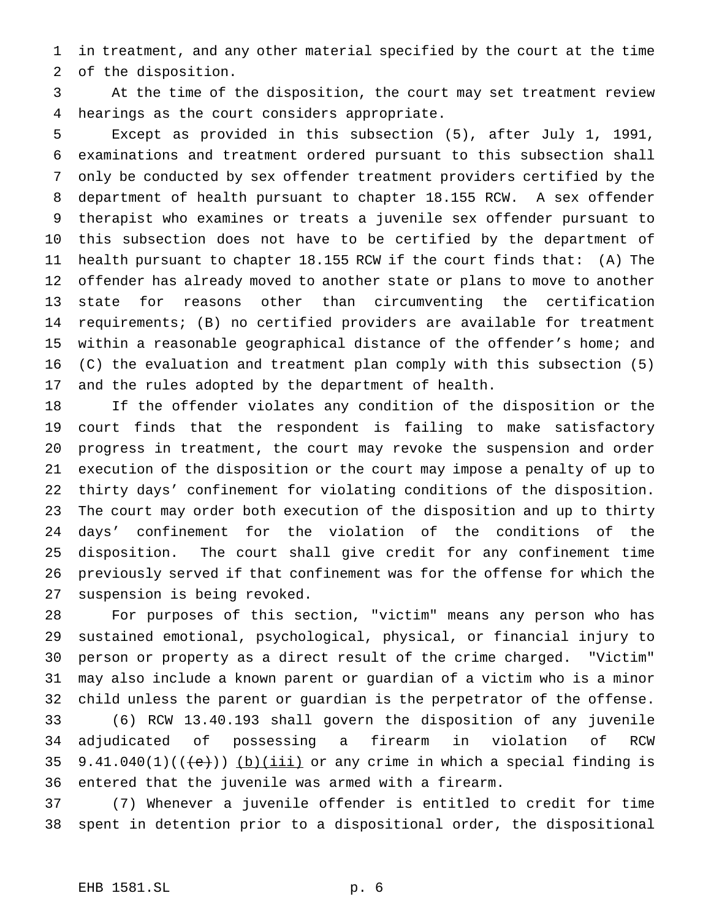in treatment, and any other material specified by the court at the time of the disposition.

At the time of the disposition, the court may set treatment review hearings as the court considers appropriate.

Except as provided in this subsection (5), after July 1, 1991, examinations and treatment ordered pursuant to this subsection shall only be conducted by sex offender treatment providers certified by the department of health pursuant to chapter 18.155 RCW. A sex offender therapist who examines or treats a juvenile sex offender pursuant to this subsection does not have to be certified by the department of health pursuant to chapter 18.155 RCW if the court finds that: (A) The offender has already moved to another state or plans to move to another state for reasons other than circumventing the certification requirements; (B) no certified providers are available for treatment within a reasonable geographical distance of the offender's home; and (C) the evaluation and treatment plan comply with this subsection (5) and the rules adopted by the department of health.

If the offender violates any condition of the disposition or the court finds that the respondent is failing to make satisfactory progress in treatment, the court may revoke the suspension and order execution of the disposition or the court may impose a penalty of up to thirty days' confinement for violating conditions of the disposition. The court may order both execution of the disposition and up to thirty days' confinement for the violation of the conditions of the disposition. The court shall give credit for any confinement time previously served if that confinement was for the offense for which the suspension is being revoked.

For purposes of this section, "victim" means any person who has sustained emotional, psychological, physical, or financial injury to person or property as a direct result of the crime charged. "Victim" may also include a known parent or guardian of a victim who is a minor child unless the parent or guardian is the perpetrator of the offense.

(6) RCW 13.40.193 shall govern the disposition of any juvenile adjudicated of possessing a firearm in violation of RCW 9.41.040(1)((~~(e)~~)) (b)(iii) or any crime in which a special finding is entered that the juvenile was armed with a firearm.

(7) Whenever a juvenile offender is entitled to credit for time spent in detention prior to a dispositional order, the dispositional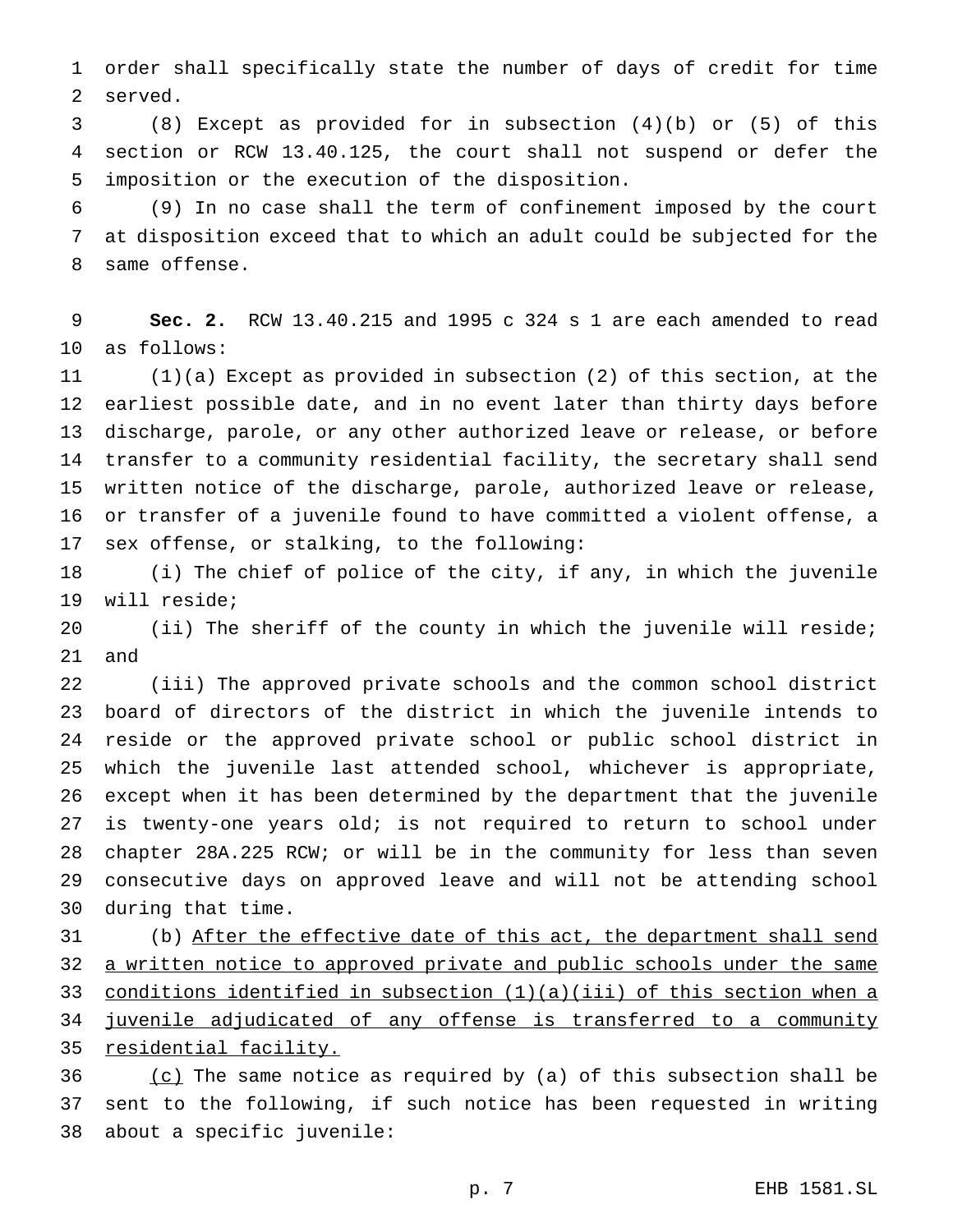order shall specifically state the number of days of credit for time served.

(8) Except as provided for in subsection (4)(b) or (5) of this section or RCW 13.40.125, the court shall not suspend or defer the imposition or the execution of the disposition.

(9) In no case shall the term of confinement imposed by the court at disposition exceed that to which an adult could be subjected for the same offense.

**Sec. 2.** RCW 13.40.215 and 1995 c 324 s 1 are each amended to read as follows:

(1)(a) Except as provided in subsection (2) of this section, at the earliest possible date, and in no event later than thirty days before discharge, parole, or any other authorized leave or release, or before transfer to a community residential facility, the secretary shall send written notice of the discharge, parole, authorized leave or release, or transfer of a juvenile found to have committed a violent offense, a sex offense, or stalking, to the following:

(i) The chief of police of the city, if any, in which the juvenile will reside;

(ii) The sheriff of the county in which the juvenile will reside; and

(iii) The approved private schools and the common school district board of directors of the district in which the juvenile intends to reside or the approved private school or public school district in which the juvenile last attended school, whichever is appropriate, except when it has been determined by the department that the juvenile is twenty-one years old; is not required to return to school under chapter 28A.225 RCW; or will be in the community for less than seven consecutive days on approved leave and will not be attending school during that time.

(b) <u>After the effective date of this act, the department shall send a written notice to approved private and public schools under the same conditions identified in subsection (1)(a)(iii) of this section when a juvenile adjudicated of any offense is transferred to a community residential facility.</u>

<u>(c)</u> The same notice as required by (a) of this subsection shall be sent to the following, if such notice has been requested in writing about a specific juvenile: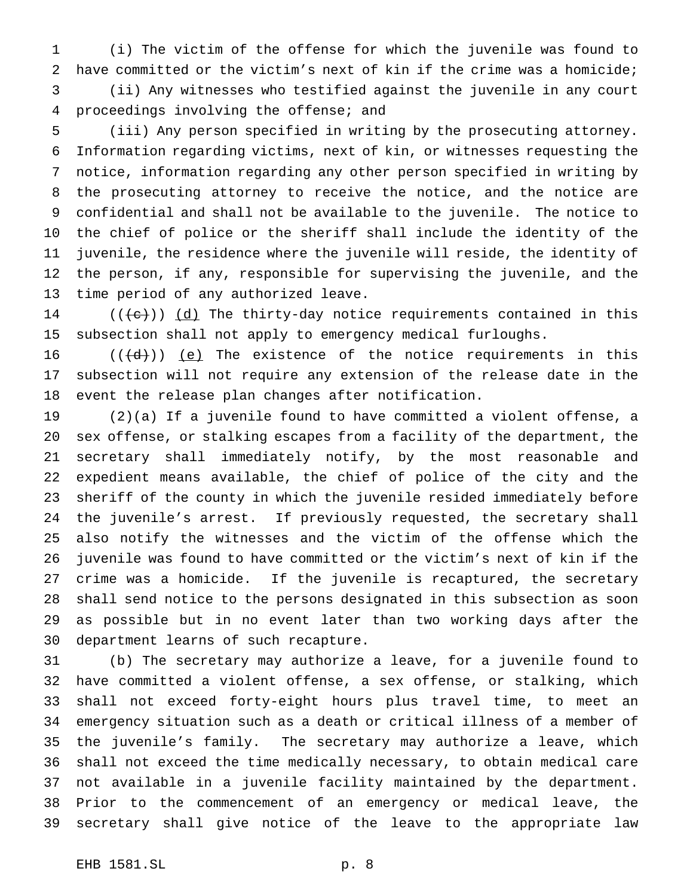(i) The victim of the offense for which the juvenile was found to have committed or the victim's next of kin if the crime was a homicide;

(ii) Any witnesses who testified against the juvenile in any court proceedings involving the offense; and

(iii) Any person specified in writing by the prosecuting attorney. Information regarding victims, next of kin, or witnesses requesting the notice, information regarding any other person specified in writing by the prosecuting attorney to receive the notice, and the notice are confidential and shall not be available to the juvenile. The notice to the chief of police or the sheriff shall include the identity of the juvenile, the residence where the juvenile will reside, the identity of the person, if any, responsible for supervising the juvenile, and the time period of any authorized leave.

~~((c))~~ (d) The thirty-day notice requirements contained in this subsection shall not apply to emergency medical furloughs.

~~((d))~~ (e) The existence of the notice requirements in this subsection will not require any extension of the release date in the event the release plan changes after notification.

(2)(a) If a juvenile found to have committed a violent offense, a sex offense, or stalking escapes from a facility of the department, the secretary shall immediately notify, by the most reasonable and expedient means available, the chief of police of the city and the sheriff of the county in which the juvenile resided immediately before the juvenile's arrest. If previously requested, the secretary shall also notify the witnesses and the victim of the offense which the juvenile was found to have committed or the victim's next of kin if the crime was a homicide. If the juvenile is recaptured, the secretary shall send notice to the persons designated in this subsection as soon as possible but in no event later than two working days after the department learns of such recapture.

(b) The secretary may authorize a leave, for a juvenile found to have committed a violent offense, a sex offense, or stalking, which shall not exceed forty-eight hours plus travel time, to meet an emergency situation such as a death or critical illness of a member of the juvenile's family. The secretary may authorize a leave, which shall not exceed the time medically necessary, to obtain medical care not available in a juvenile facility maintained by the department. Prior to the commencement of an emergency or medical leave, the secretary shall give notice of the leave to the appropriate law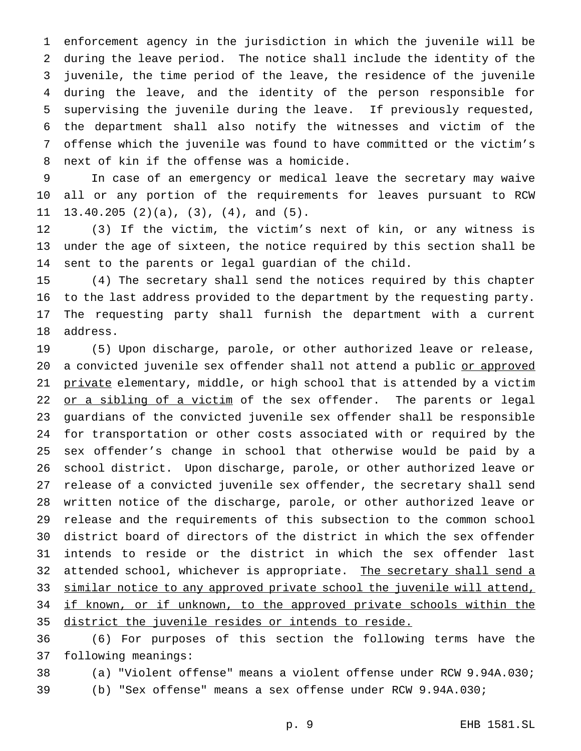enforcement agency in the jurisdiction in which the juvenile will be during the leave period. The notice shall include the identity of the juvenile, the time period of the leave, the residence of the juvenile during the leave, and the identity of the person responsible for supervising the juvenile during the leave. If previously requested, the department shall also notify the witnesses and victim of the offense which the juvenile was found to have committed or the victim's next of kin if the offense was a homicide.

In case of an emergency or medical leave the secretary may waive all or any portion of the requirements for leaves pursuant to RCW 13.40.205 (2)(a), (3), (4), and (5).

(3) If the victim, the victim's next of kin, or any witness is under the age of sixteen, the notice required by this section shall be sent to the parents or legal guardian of the child.

(4) The secretary shall send the notices required by this chapter to the last address provided to the department by the requesting party. The requesting party shall furnish the department with a current address.

(5) Upon discharge, parole, or other authorized leave or release, a convicted juvenile sex offender shall not attend a public <u>or approved private</u> elementary, middle, or high school that is attended by a victim <u>or a sibling of a victim</u> of the sex offender. The parents or legal guardians of the convicted juvenile sex offender shall be responsible for transportation or other costs associated with or required by the sex offender's change in school that otherwise would be paid by a school district. Upon discharge, parole, or other authorized leave or release of a convicted juvenile sex offender, the secretary shall send written notice of the discharge, parole, or other authorized leave or release and the requirements of this subsection to the common school district board of directors of the district in which the sex offender intends to reside or the district in which the sex offender last attended school, whichever is appropriate. <u>The secretary shall send a similar notice to any approved private school the juvenile will attend, if known, or if unknown, to the approved private schools within the district the juvenile resides or intends to reside.</u>

(6) For purposes of this section the following terms have the following meanings:

(a) "Violent offense" means a violent offense under RCW 9.94A.030;

(b) "Sex offense" means a sex offense under RCW 9.94A.030;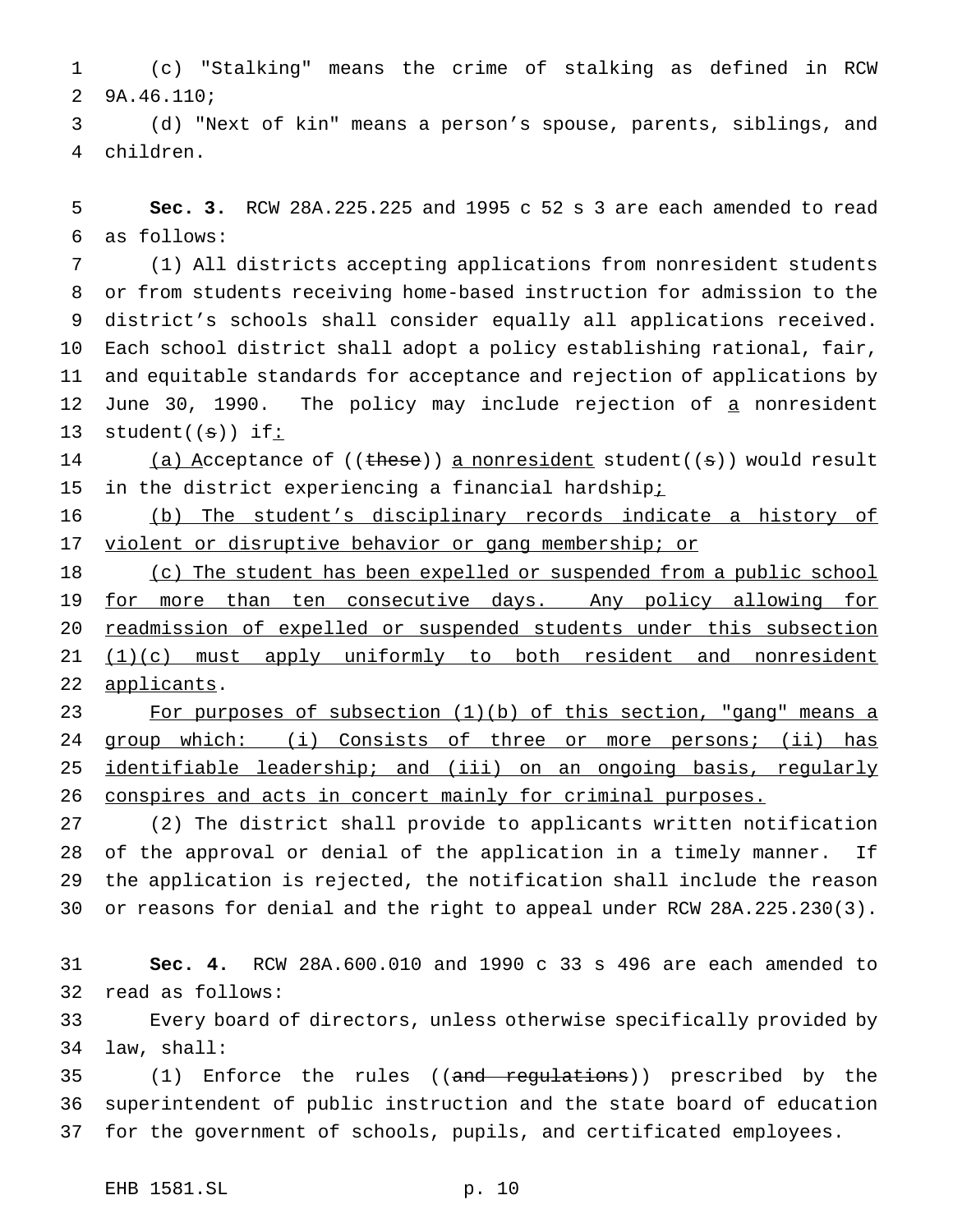(c) "Stalking" means the crime of stalking as defined in RCW 9A.46.110;

(d) "Next of kin" means a person's spouse, parents, siblings, and children.

**Sec. 3.** RCW 28A.225.225 and 1995 c 52 s 3 are each amended to read as follows:

(1) All districts accepting applications from nonresident students or from students receiving home-based instruction for admission to the district's schools shall consider equally all applications received. Each school district shall adopt a policy establishing rational, fair, and equitable standards for acceptance and rejection of applications by June 30, 1990. The policy may include rejection of a nonresident student((s)) if:

(a) Acceptance of ((these)) a nonresident student((s)) would result in the district experiencing a financial hardship;

(b) The student's disciplinary records indicate a history of violent or disruptive behavior or gang membership; or

(c) The student has been expelled or suspended from a public school for more than ten consecutive days. Any policy allowing for readmission of expelled or suspended students under this subsection (1)(c) must apply uniformly to both resident and nonresident applicants.

For purposes of subsection (1)(b) of this section, "gang" means a group which: (i) Consists of three or more persons; (ii) has identifiable leadership; and (iii) on an ongoing basis, regularly conspires and acts in concert mainly for criminal purposes.

(2) The district shall provide to applicants written notification of the approval or denial of the application in a timely manner. If the application is rejected, the notification shall include the reason or reasons for denial and the right to appeal under RCW 28A.225.230(3).

**Sec. 4.** RCW 28A.600.010 and 1990 c 33 s 496 are each amended to read as follows:

Every board of directors, unless otherwise specifically provided by law, shall:

(1) Enforce the rules ((~~and regulations~~)) prescribed by the superintendent of public instruction and the state board of education for the government of schools, pupils, and certificated employees.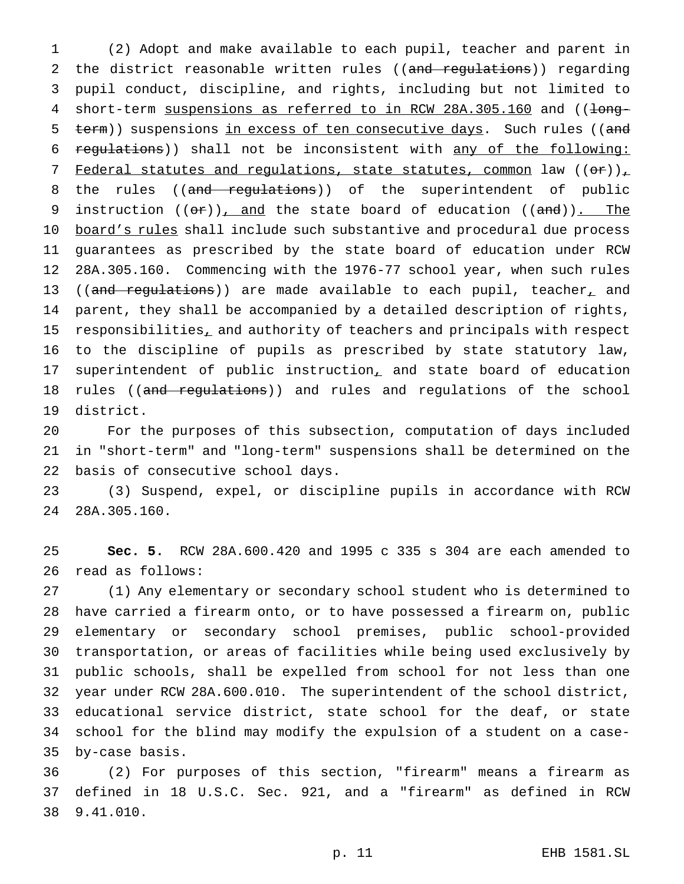(2) Adopt and make available to each pupil, teacher and parent in the district reasonable written rules ((~~and regulations~~)) regarding pupil conduct, discipline, and rights, including but not limited to short-term suspensions as referred to in RCW 28A.305.160 and ((~~long-term~~)) suspensions in excess of ten consecutive days. Such rules ((~~and regulations~~)) shall not be inconsistent with any of the following: Federal statutes and regulations, state statutes, common law ((~~or~~)), the rules ((~~and regulations~~)) of the superintendent of public instruction ((~~or~~)), and the state board of education ((~~and~~)). The board's rules shall include such substantive and procedural due process guarantees as prescribed by the state board of education under RCW 28A.305.160. Commencing with the 1976-77 school year, when such rules ((~~and regulations~~)) are made available to each pupil, teacher, and parent, they shall be accompanied by a detailed description of rights, responsibilities, and authority of teachers and principals with respect to the discipline of pupils as prescribed by state statutory law, superintendent of public instruction, and state board of education rules ((~~and regulations~~)) and rules and regulations of the school district.

For the purposes of this subsection, computation of days included in "short-term" and "long-term" suspensions shall be determined on the basis of consecutive school days.

(3) Suspend, expel, or discipline pupils in accordance with RCW 28A.305.160.

**Sec. 5.** RCW 28A.600.420 and 1995 c 335 s 304 are each amended to read as follows:

(1) Any elementary or secondary school student who is determined to have carried a firearm onto, or to have possessed a firearm on, public elementary or secondary school premises, public school-provided transportation, or areas of facilities while being used exclusively by public schools, shall be expelled from school for not less than one year under RCW 28A.600.010. The superintendent of the school district, educational service district, state school for the deaf, or state school for the blind may modify the expulsion of a student on a case-by-case basis.

(2) For purposes of this section, "firearm" means a firearm as defined in 18 U.S.C. Sec. 921, and a "firearm" as defined in RCW 9.41.010.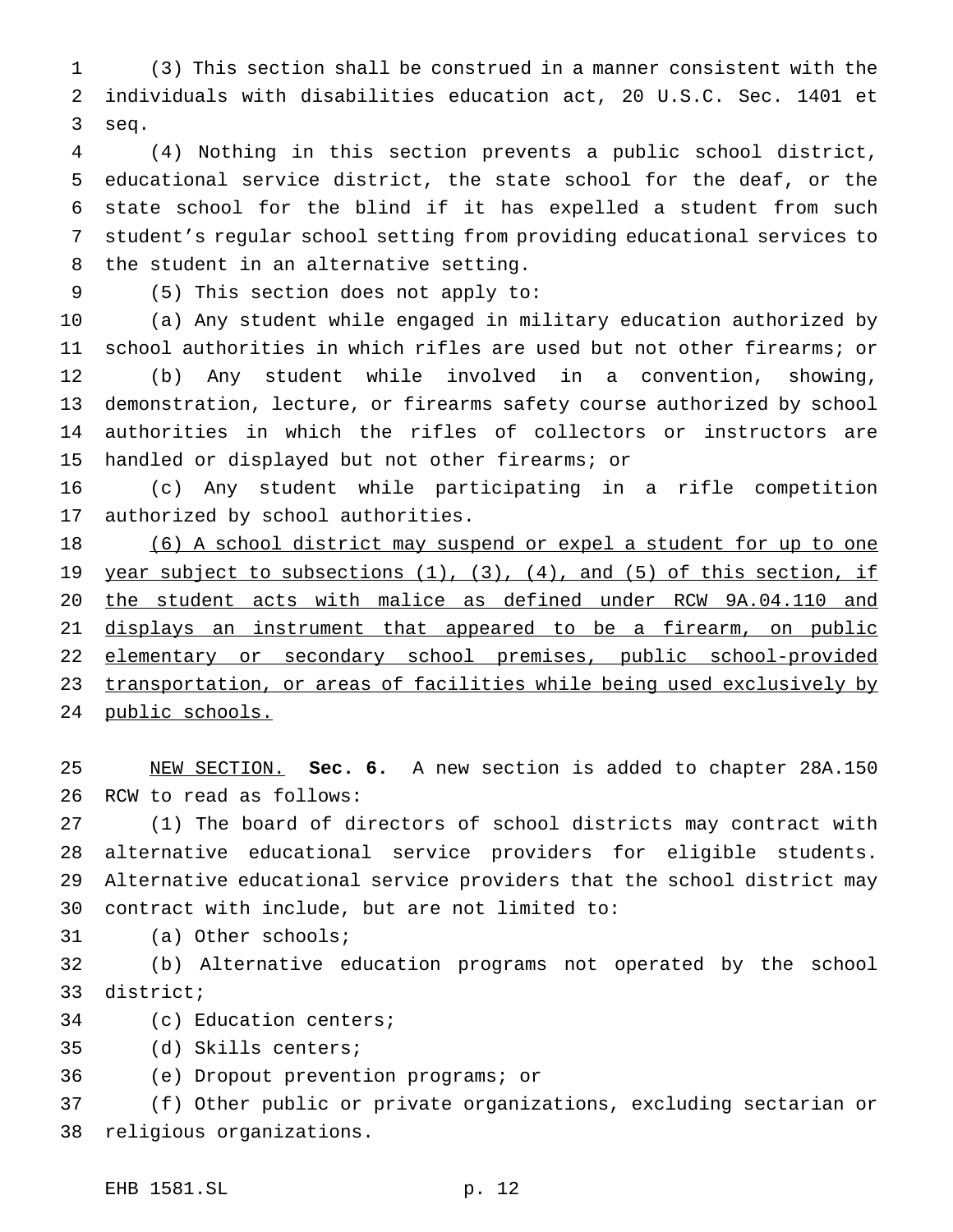(3) This section shall be construed in a manner consistent with the individuals with disabilities education act, 20 U.S.C. Sec. 1401 et seq.

(4) Nothing in this section prevents a public school district, educational service district, the state school for the deaf, or the state school for the blind if it has expelled a student from such student's regular school setting from providing educational services to the student in an alternative setting.

(5) This section does not apply to:

(a) Any student while engaged in military education authorized by school authorities in which rifles are used but not other firearms; or

(b) Any student while involved in a convention, showing, demonstration, lecture, or firearms safety course authorized by school authorities in which the rifles of collectors or instructors are handled or displayed but not other firearms; or

(c) Any student while participating in a rifle competition authorized by school authorities.

<u>(6) A school district may suspend or expel a student for up to one year subject to subsections (1), (3), (4), and (5) of this section, if the student acts with malice as defined under RCW 9A.04.110 and displays an instrument that appeared to be a firearm, on public elementary or secondary school premises, public school-provided transportation, or areas of facilities while being used exclusively by public schools.</u>

<u>NEW SECTION.</u> **Sec. 6.** A new section is added to chapter 28A.150 RCW to read as follows:

(1) The board of directors of school districts may contract with alternative educational service providers for eligible students. Alternative educational service providers that the school district may contract with include, but are not limited to:

(a) Other schools;

(b) Alternative education programs not operated by the school district;

(c) Education centers;

(d) Skills centers;

(e) Dropout prevention programs; or

(f) Other public or private organizations, excluding sectarian or religious organizations.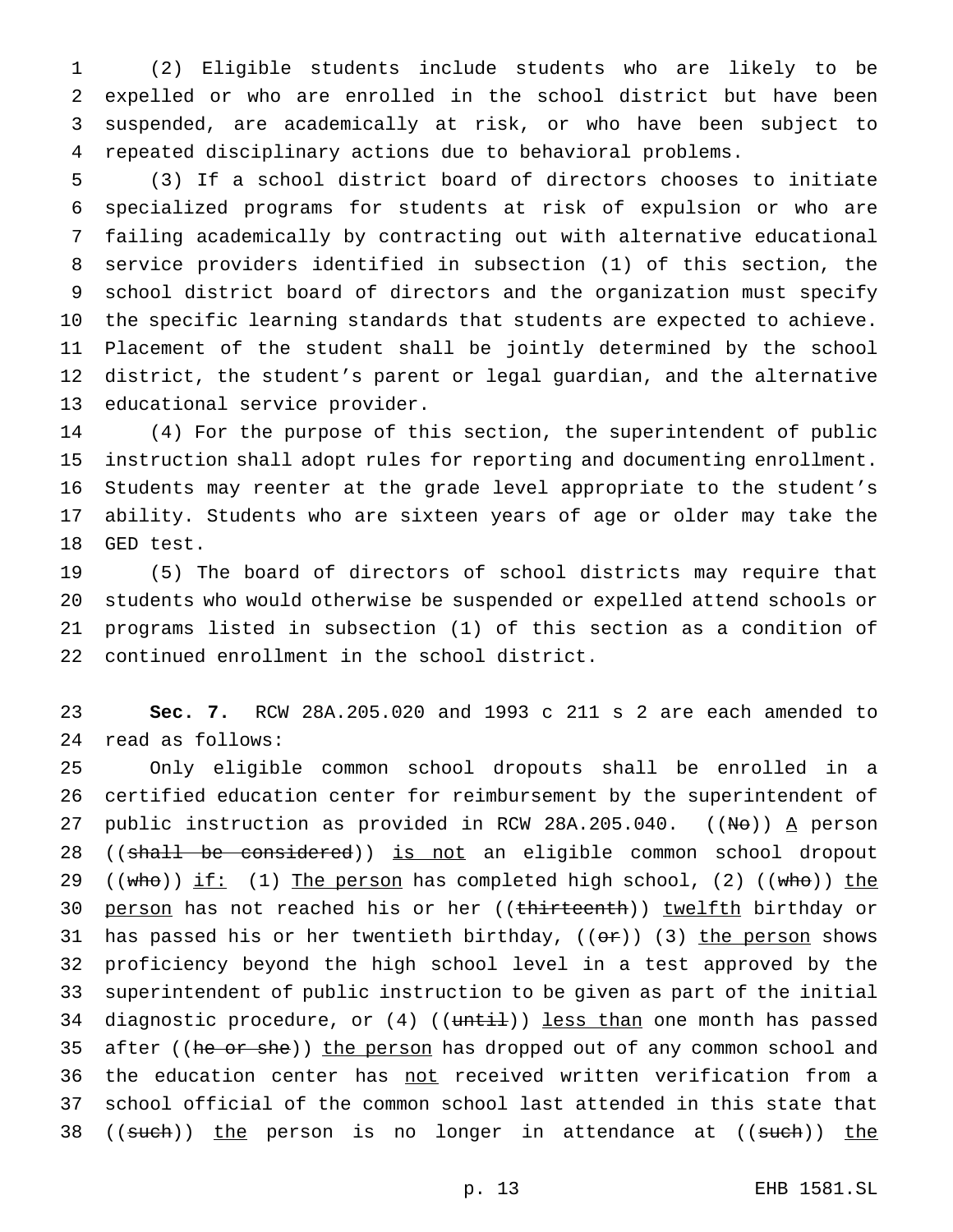(2) Eligible students include students who are likely to be expelled or who are enrolled in the school district but have been suspended, are academically at risk, or who have been subject to repeated disciplinary actions due to behavioral problems.

(3) If a school district board of directors chooses to initiate specialized programs for students at risk of expulsion or who are failing academically by contracting out with alternative educational service providers identified in subsection (1) of this section, the school district board of directors and the organization must specify the specific learning standards that students are expected to achieve. Placement of the student shall be jointly determined by the school district, the student's parent or legal guardian, and the alternative educational service provider.

(4) For the purpose of this section, the superintendent of public instruction shall adopt rules for reporting and documenting enrollment. Students may reenter at the grade level appropriate to the student's ability. Students who are sixteen years of age or older may take the GED test.

(5) The board of directors of school districts may require that students who would otherwise be suspended or expelled attend schools or programs listed in subsection (1) of this section as a condition of continued enrollment in the school district.

**Sec. 7.** RCW 28A.205.020 and 1993 c 211 s 2 are each amended to read as follows:

Only eligible common school dropouts shall be enrolled in a certified education center for reimbursement by the superintendent of public instruction as provided in RCW 28A.205.040. ((~~No~~)) A person ((~~shall be considered~~)) is not an eligible common school dropout ((~~who~~)) if: (1) The person has completed high school, (2) ((~~who~~)) the person has not reached his or her ((~~thirteenth~~)) twelfth birthday or has passed his or her twentieth birthday, ((~~or~~)) (3) the person shows proficiency beyond the high school level in a test approved by the superintendent of public instruction to be given as part of the initial diagnostic procedure, or (4) ((~~until~~)) less than one month has passed after ((~~he or she~~)) the person has dropped out of any common school and the education center has not received written verification from a school official of the common school last attended in this state that ((~~such~~)) the person is no longer in attendance at ((~~such~~)) the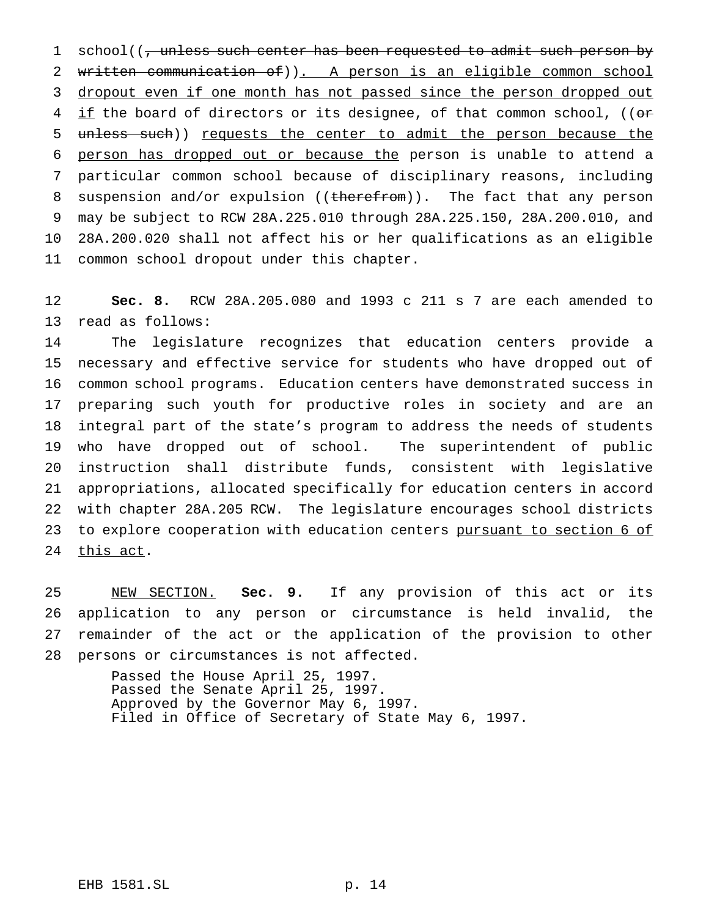school((~~, unless such center has been requested to admit such person by written communication of~~)). A person is an eligible common school dropout even if one month has not passed since the person dropped out if the board of directors or its designee, of that common school, ((~~or unless such~~)) requests the center to admit the person because the person has dropped out or because the person is unable to attend a particular common school because of disciplinary reasons, including suspension and/or expulsion ((~~therefrom~~)). The fact that any person may be subject to RCW 28A.225.010 through 28A.225.150, 28A.200.010, and 28A.200.020 shall not affect his or her qualifications as an eligible common school dropout under this chapter.

**Sec. 8.** RCW 28A.205.080 and 1993 c 211 s 7 are each amended to read as follows:

The legislature recognizes that education centers provide a necessary and effective service for students who have dropped out of common school programs. Education centers have demonstrated success in preparing such youth for productive roles in society and are an integral part of the state's program to address the needs of students who have dropped out of school. The superintendent of public instruction shall distribute funds, consistent with legislative appropriations, allocated specifically for education centers in accord with chapter 28A.205 RCW. The legislature encourages school districts to explore cooperation with education centers pursuant to section 6 of this act.

NEW SECTION. **Sec. 9.** If any provision of this act or its application to any person or circumstance is held invalid, the remainder of the act or the application of the provision to other persons or circumstances is not affected.

Passed the House April 25, 1997.
Passed the Senate April 25, 1997.
Approved by the Governor May 6, 1997.
Filed in Office of Secretary of State May 6, 1997.